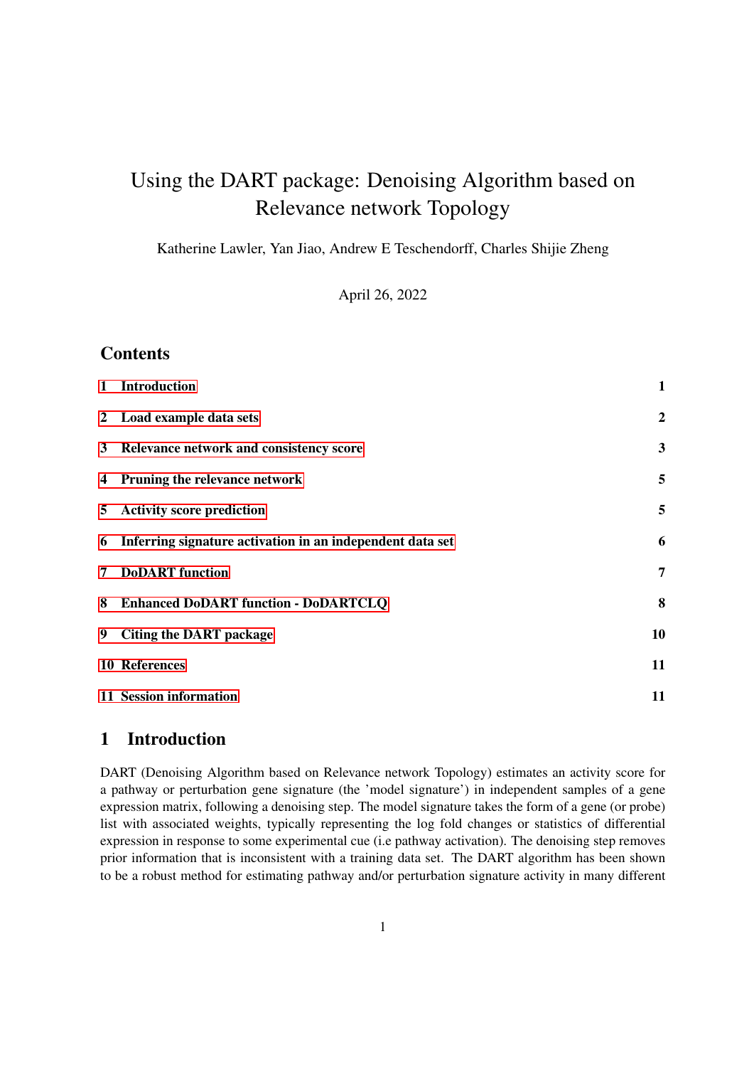# Using the DART package: Denoising Algorithm based on Relevance network Topology

Katherine Lawler, Yan Jiao, Andrew E Teschendorff, Charles Shijie Zheng

April 26, 2022

## Contents

| | | |
|---|---|---|
| 1 | Introduction | 1 |
| 2 | Load example data sets | 2 |
| 3 | Relevance network and consistency score | 3 |
| 4 | Pruning the relevance network | 5 |
| 5 | Activity score prediction | 5 |
| 6 | Inferring signature activation in an independent data set | 6 |
| 7 | DoDART function | 7 |
| 8 | Enhanced DoDART function - DoDARTCLQ | 8 |
| 9 | Citing the DART package | 10 |
| 10 | References | 11 |
| 11 | Session information | 11 |

## 1 Introduction

DART (Denoising Algorithm based on Relevance network Topology) estimates an activity score for a pathway or perturbation gene signature (the 'model signature') in independent samples of a gene expression matrix, following a denoising step. The model signature takes the form of a gene (or probe) list with associated weights, typically representing the log fold changes or statistics of differential expression in response to some experimental cue (i.e pathway activation). The denoising step removes prior information that is inconsistent with a training data set. The DART algorithm has been shown to be a robust method for estimating pathway and/or perturbation signature activity in many different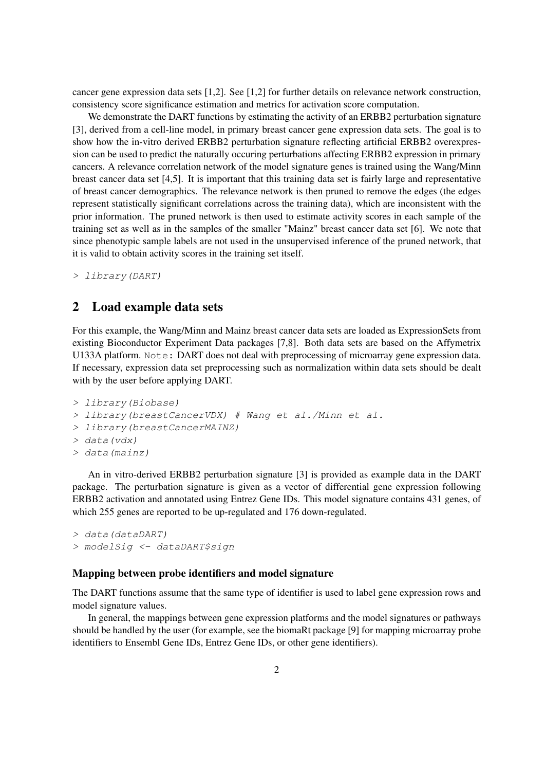cancer gene expression data sets [1,2]. See [1,2] for further details on relevance network construction, consistency score significance estimation and metrics for activation score computation.

We demonstrate the DART functions by estimating the activity of an ERBB2 perturbation signature [3], derived from a cell-line model, in primary breast cancer gene expression data sets. The goal is to show how the in-vitro derived ERBB2 perturbation signature reflecting artificial ERBB2 overexpression can be used to predict the naturally occuring perturbations affecting ERBB2 expression in primary cancers. A relevance correlation network of the model signature genes is trained using the Wang/Minn breast cancer data set [4,5]. It is important that this training data set is fairly large and representative of breast cancer demographics. The relevance network is then pruned to remove the edges (the edges represent statistically significant correlations across the training data), which are inconsistent with the prior information. The pruned network is then used to estimate activity scores in each sample of the training set as well as in the samples of the smaller "Mainz" breast cancer data set [6]. We note that since phenotypic sample labels are not used in the unsupervised inference of the pruned network, that it is valid to obtain activity scores in the training set itself.

```
> library(DART)
```

## 2 Load example data sets

For this example, the Wang/Minn and Mainz breast cancer data sets are loaded as ExpressionSets from existing Bioconductor Experiment Data packages [7,8]. Both data sets are based on the Affymetrix U133A platform. `Note:` DART does not deal with preprocessing of microarray gene expression data. If necessary, expression data set preprocessing such as normalization within data sets should be dealt with by the user before applying DART.

```
> library(Biobase)
> library(breastCancerVDX) # Wang et al./Minn et al.
> library(breastCancerMAINZ)
> data(vdx)
> data(mainz)
```

An in vitro-derived ERBB2 perturbation signature [3] is provided as example data in the DART package. The perturbation signature is given as a vector of differential gene expression following ERBB2 activation and annotated using Entrez Gene IDs. This model signature contains 431 genes, of which 255 genes are reported to be up-regulated and 176 down-regulated.

```
> data(dataDART)
> modelSig <- dataDART$sign
```

### Mapping between probe identifiers and model signature

The DART functions assume that the same type of identifier is used to label gene expression rows and model signature values.

In general, the mappings between gene expression platforms and the model signatures or pathways should be handled by the user (for example, see the biomaRt package [9] for mapping microarray probe identifiers to Ensembl Gene IDs, Entrez Gene IDs, or other gene identifiers).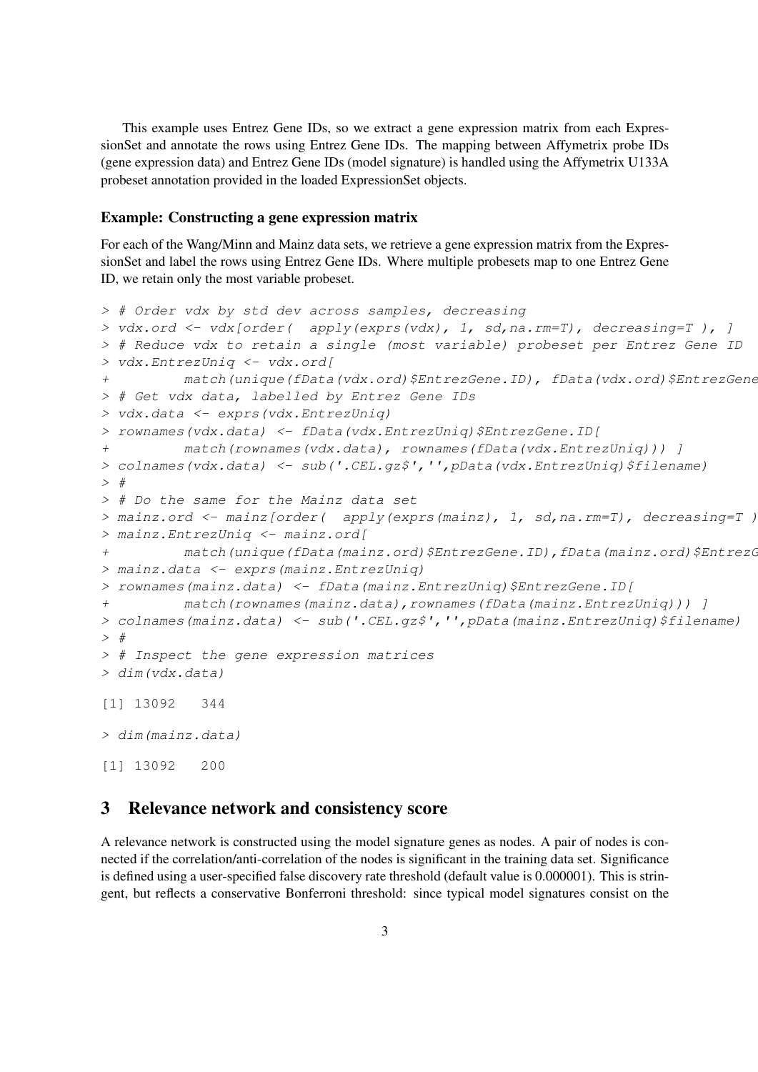This example uses Entrez Gene IDs, so we extract a gene expression matrix from each ExpressionSet and annotate the rows using Entrez Gene IDs. The mapping between Affymetrix probe IDs (gene expression data) and Entrez Gene IDs (model signature) is handled using the Affymetrix U133A probeset annotation provided in the loaded ExpressionSet objects.

### Example: Constructing a gene expression matrix

For each of the Wang/Minn and Mainz data sets, we retrieve a gene expression matrix from the ExpressionSet and label the rows using Entrez Gene IDs. Where multiple probesets map to one Entrez Gene ID, we retain only the most variable probeset.

```
> # Order vdx by std dev across samples, decreasing
> vdx.ord <- vdx[order(  apply(exprs(vdx), 1, sd,na.rm=T), decreasing=T ), ]
> # Reduce vdx to retain a single (most variable) probeset per Entrez Gene ID
> vdx.EntrezUniq <- vdx.ord[
+         match(unique(fData(vdx.ord)$EntrezGene.ID), fData(vdx.ord)$EntrezGene
> # Get vdx data, labelled by Entrez Gene IDs
> vdx.data <- exprs(vdx.EntrezUniq)
> rownames(vdx.data) <- fData(vdx.EntrezUniq)$EntrezGene.ID[
+         match(rownames(vdx.data), rownames(fData(vdx.EntrezUniq))) ]
> colnames(vdx.data) <- sub('.CEL.gz$','',pData(vdx.EntrezUniq)$filename)
> #
> # Do the same for the Mainz data set
> mainz.ord <- mainz[order(  apply(exprs(mainz), 1, sd,na.rm=T), decreasing=T )
> mainz.EntrezUniq <- mainz.ord[
+         match(unique(fData(mainz.ord)$EntrezGene.ID),fData(mainz.ord)$EntrezG
> mainz.data <- exprs(mainz.EntrezUniq)
> rownames(mainz.data) <- fData(mainz.EntrezUniq)$EntrezGene.ID[
+         match(rownames(mainz.data),rownames(fData(mainz.EntrezUniq))) ]
> colnames(mainz.data) <- sub('.CEL.gz$','',pData(mainz.EntrezUniq)$filename)
> #
> # Inspect the gene expression matrices
> dim(vdx.data)

[1] 13092   344

> dim(mainz.data)

[1] 13092   200
```

## 3 Relevance network and consistency score

A relevance network is constructed using the model signature genes as nodes. A pair of nodes is connected if the correlation/anti-correlation of the nodes is significant in the training data set. Significance is defined using a user-specified false discovery rate threshold (default value is 0.000001). This is stringent, but reflects a conservative Bonferroni threshold: since typical model signatures consist on the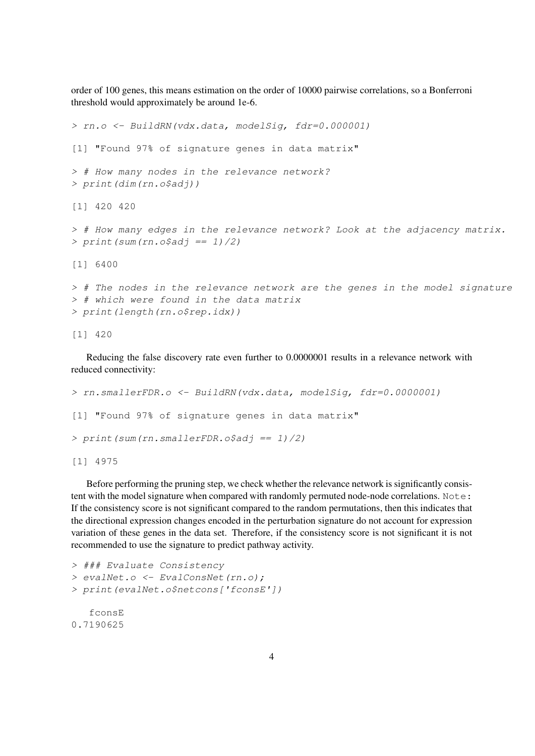order of 100 genes, this means estimation on the order of 10000 pairwise correlations, so a Bonferroni threshold would approximately be around 1e-6.

```
> rn.o <- BuildRN(vdx.data, modelSig, fdr=0.000001)

[1] "Found 97% of signature genes in data matrix"

> # How many nodes in the relevance network?
> print(dim(rn.o$adj))

[1] 420 420

> # How many edges in the relevance network? Look at the adjacency matrix.
> print(sum(rn.o$adj == 1)/2)

[1] 6400

> # The nodes in the relevance network are the genes in the model signature
> # which were found in the data matrix
> print(length(rn.o$rep.idx))

[1] 420
```

Reducing the false discovery rate even further to 0.0000001 results in a relevance network with reduced connectivity:

```
> rn.smallerFDR.o <- BuildRN(vdx.data, modelSig, fdr=0.0000001)

[1] "Found 97% of signature genes in data matrix"

> print(sum(rn.smallerFDR.o$adj == 1)/2)

[1] 4975
```

Before performing the pruning step, we check whether the relevance network is significantly consistent with the model signature when compared with randomly permuted node-node correlations. `Note:` If the consistency score is not significant compared to the random permutations, then this indicates that the directional expression changes encoded in the perturbation signature do not account for expression variation of these genes in the data set. Therefore, if the consistency score is not significant it is not recommended to use the signature to predict pathway activity.

```
> ### Evaluate Consistency
> evalNet.o <- EvalConsNet(rn.o);
> print(evalNet.o$netcons['fconsE'])

   fconsE
0.7190625
```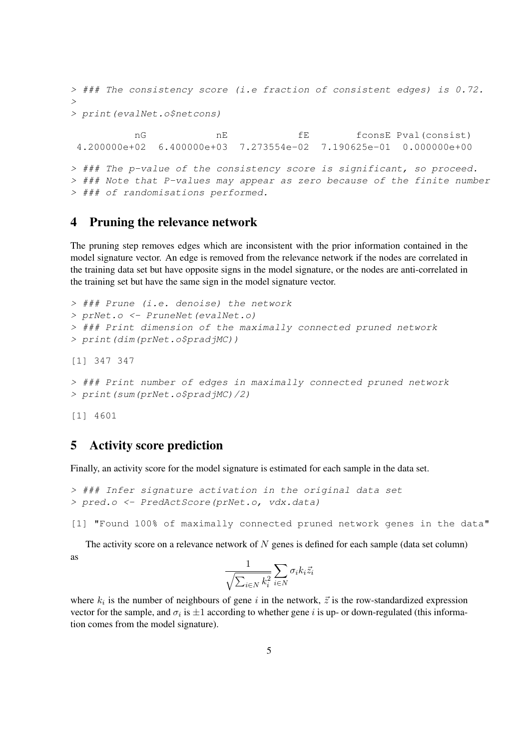```
> ### The consistency score (i.e fraction of consistent edges) is 0.72.
>
> print(evalNet.o$netcons)

           nG            nE            fE        fconsE Pval(consist)
 4.200000e+02  6.400000e+03  7.273554e-02  7.190625e-01  0.000000e+00

> ### The p-value of the consistency score is significant, so proceed.
> ### Note that P-values may appear as zero because of the finite number
> ### of randomisations performed.
```

## 4 Pruning the relevance network

The pruning step removes edges which are inconsistent with the prior information contained in the model signature vector. An edge is removed from the relevance network if the nodes are correlated in the training data set but have opposite signs in the model signature, or the nodes are anti-correlated in the training set but have the same sign in the model signature vector.

```
> ### Prune (i.e. denoise) the network
> prNet.o <- PruneNet(evalNet.o)
> ### Print dimension of the maximally connected pruned network
> print(dim(prNet.o$pradjMC))

[1] 347 347

> ### Print number of edges in maximally connected pruned network
> print(sum(prNet.o$pradjMC)/2)

[1] 4601
```

## 5 Activity score prediction

Finally, an activity score for the model signature is estimated for each sample in the data set.

```
> ### Infer signature activation in the original data set
> pred.o <- PredActScore(prNet.o, vdx.data)

[1] "Found 100% of maximally connected pruned network genes in the data"
```

The activity score on a relevance network of $N$ genes is defined for each sample (data set column) as

$$\frac{1}{\sqrt{\sum_{i \in N} k_i^2}} \sum_{i \in N} \sigma_i k_i \vec{z}_i$$

where $k_i$ is the number of neighbours of gene $i$ in the network, $\vec{z}$ is the row-standardized expression vector for the sample, and $\sigma_i$ is $\pm 1$ according to whether gene $i$ is up- or down-regulated (this information comes from the model signature).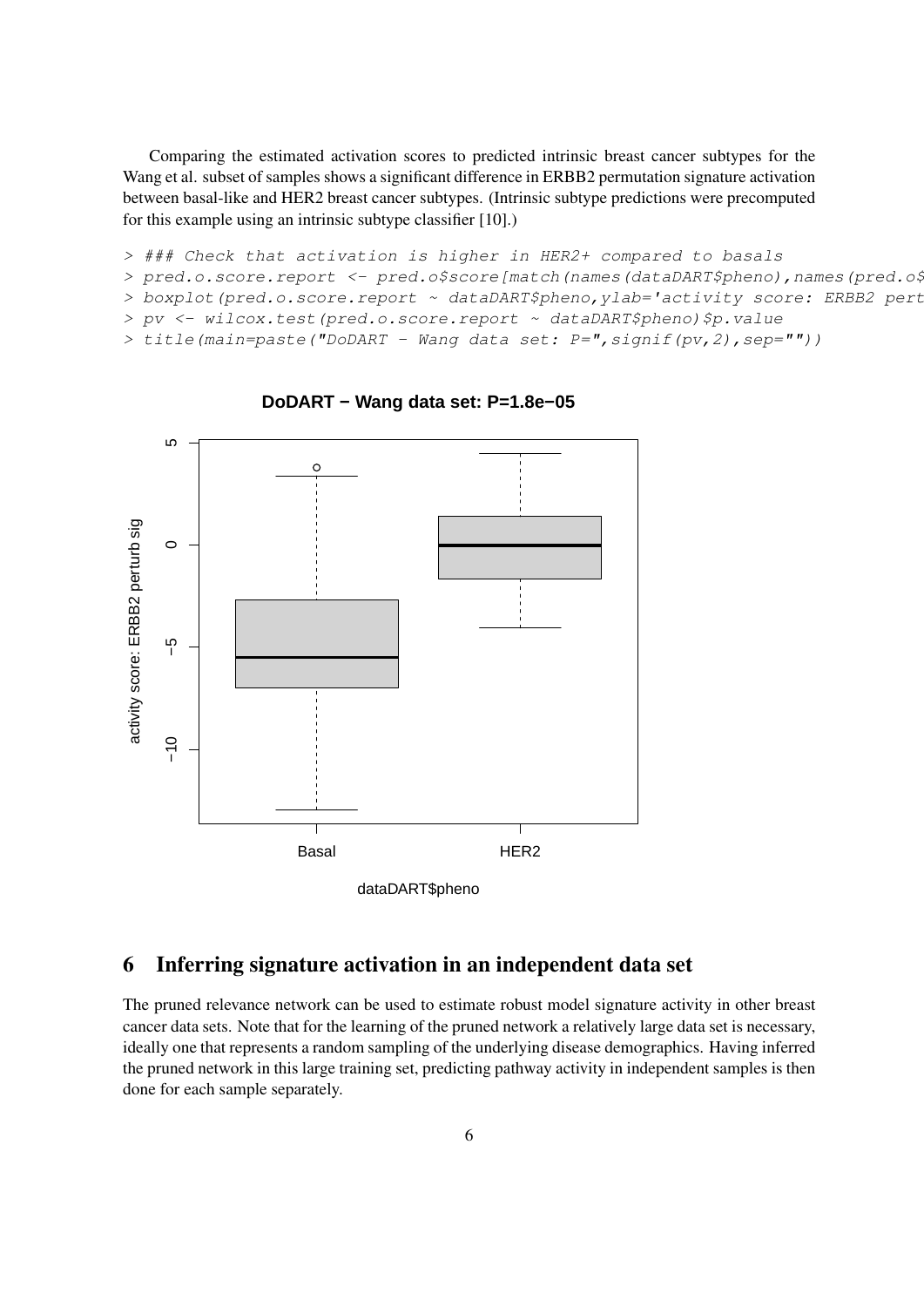Comparing the estimated activation scores to predicted intrinsic breast cancer subtypes for the Wang et al. subset of samples shows a significant difference in ERBB2 permutation signature activation between basal-like and HER2 breast cancer subtypes. (Intrinsic subtype predictions were precomputed for this example using an intrinsic subtype classifier [10].)

```
> ### Check that activation is higher in HER2+ compared to basals
> pred.o.score.report <- pred.o$score[match(names(dataDART$pheno),names(pred.o$
> boxplot(pred.o.score.report ~ dataDART$pheno,ylab='activity score: ERBB2 pert
> pv <- wilcox.test(pred.o.score.report ~ dataDART$pheno)$p.value
> title(main=paste("DoDART - Wang data set: P=",signif(pv,2),sep=""))
```

## 6 Inferring signature activation in an independent data set

The pruned relevance network can be used to estimate robust model signature activity in other breast cancer data sets. Note that for the learning of the pruned network a relatively large data set is necessary, ideally one that represents a random sampling of the underlying disease demographics. Having inferred the pruned network in this large training set, predicting pathway activity in independent samples is then done for each sample separately.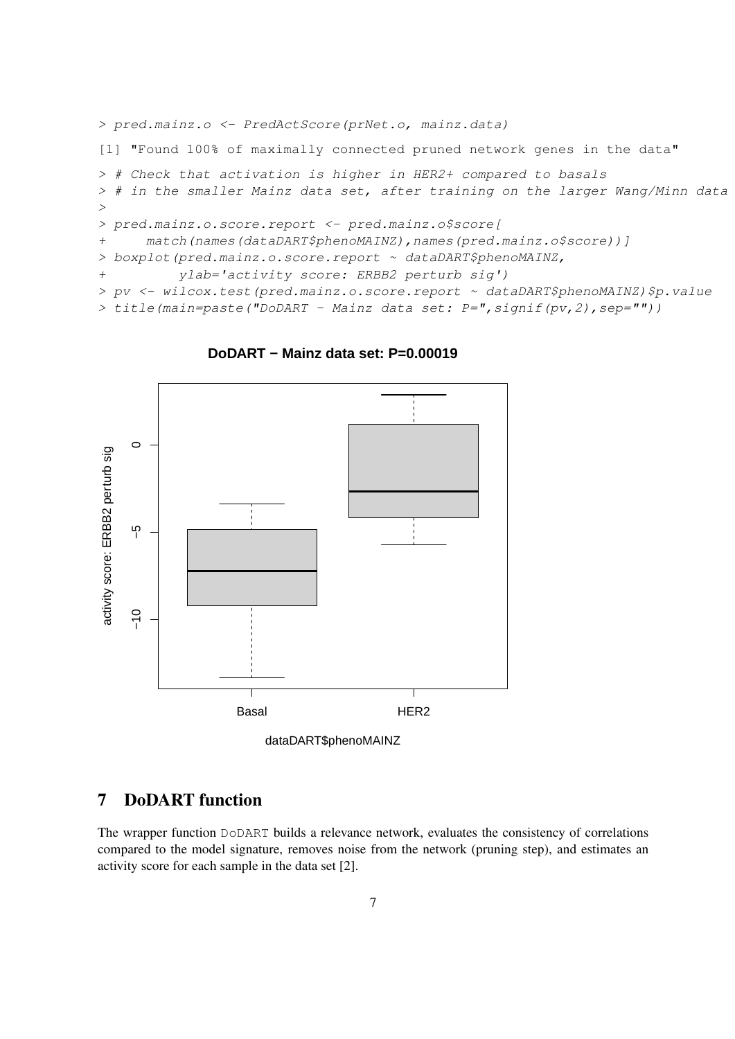```
> pred.mainz.o <- PredActScore(prNet.o, mainz.data)
[1] "Found 100% of maximally connected pruned network genes in the data"
> # Check that activation is higher in HER2+ compared to basals
> # in the smaller Mainz data set, after training on the larger Wang/Minn data
>
> pred.mainz.o.score.report <- pred.mainz.o$score[
+     match(names(dataDART$phenoMAINZ),names(pred.mainz.o$score))]
> boxplot(pred.mainz.o.score.report ~ dataDART$phenoMAINZ,
+         ylab='activity score: ERBB2 perturb sig')
> pv <- wilcox.test(pred.mainz.o.score.report ~ dataDART$phenoMAINZ)$p.value
> title(main=paste("DoDART - Mainz data set: P=",signif(pv,2),sep=""))
```

**DoDART − Mainz data set: P=0.00019**

## 7 DoDART function

The wrapper function DoDART builds a relevance network, evaluates the consistency of correlations compared to the model signature, removes noise from the network (pruning step), and estimates an activity score for each sample in the data set [2].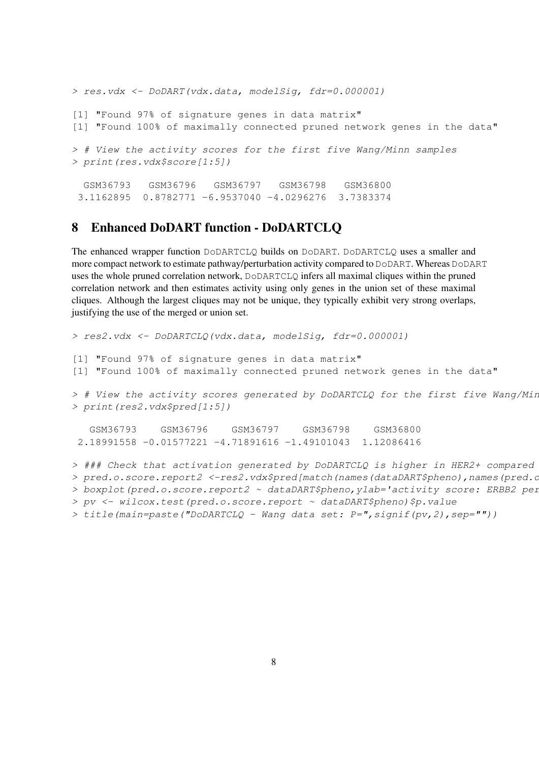```
> res.vdx <- DoDART(vdx.data, modelSig, fdr=0.000001)

[1] "Found 97% of signature genes in data matrix"
[1] "Found 100% of maximally connected pruned network genes in the data"

> # View the activity scores for the first five Wang/Minn samples
> print(res.vdx$score[1:5])

  GSM36793   GSM36796   GSM36797   GSM36798   GSM36800
 3.1162895  0.8782771 -6.9537040 -4.0296276  3.7383374
```

## 8 Enhanced DoDART function - DoDARTCLQ

The enhanced wrapper function `DoDARTCLQ` builds on `DoDART`. `DoDARTCLQ` uses a smaller and more compact network to estimate pathway/perturbation activity compared to `DoDART`. Whereas `DoDART` uses the whole pruned correlation network, `DoDARTCLQ` infers all maximal cliques within the pruned correlation network and then estimates activity using only genes in the union set of these maximal cliques. Although the largest cliques may not be unique, they typically exhibit very strong overlaps, justifying the use of the merged or union set.

```
> res2.vdx <- DoDARTCLQ(vdx.data, modelSig, fdr=0.000001)

[1] "Found 97% of signature genes in data matrix"
[1] "Found 100% of maximally connected pruned network genes in the data"

> # View the activity scores generated by DoDARTCLQ for the first five Wang/Min
> print(res2.vdx$pred[1:5])

   GSM36793    GSM36796    GSM36797    GSM36798    GSM36800
 2.18991558 -0.01577221 -4.71891616 -1.49101043  1.12086416

> ### Check that activation generated by DoDARTCLQ is higher in HER2+ compared
> pred.o.score.report2 <-res2.vdx$pred[match(names(dataDART$pheno),names(pred.o
> boxplot(pred.o.score.report2 ~ dataDART$pheno,ylab='activity score: ERBB2 per
> pv <- wilcox.test(pred.o.score.report ~ dataDART$pheno)$p.value
> title(main=paste("DoDARTCLQ - Wang data set: P=",signif(pv,2),sep=""))
```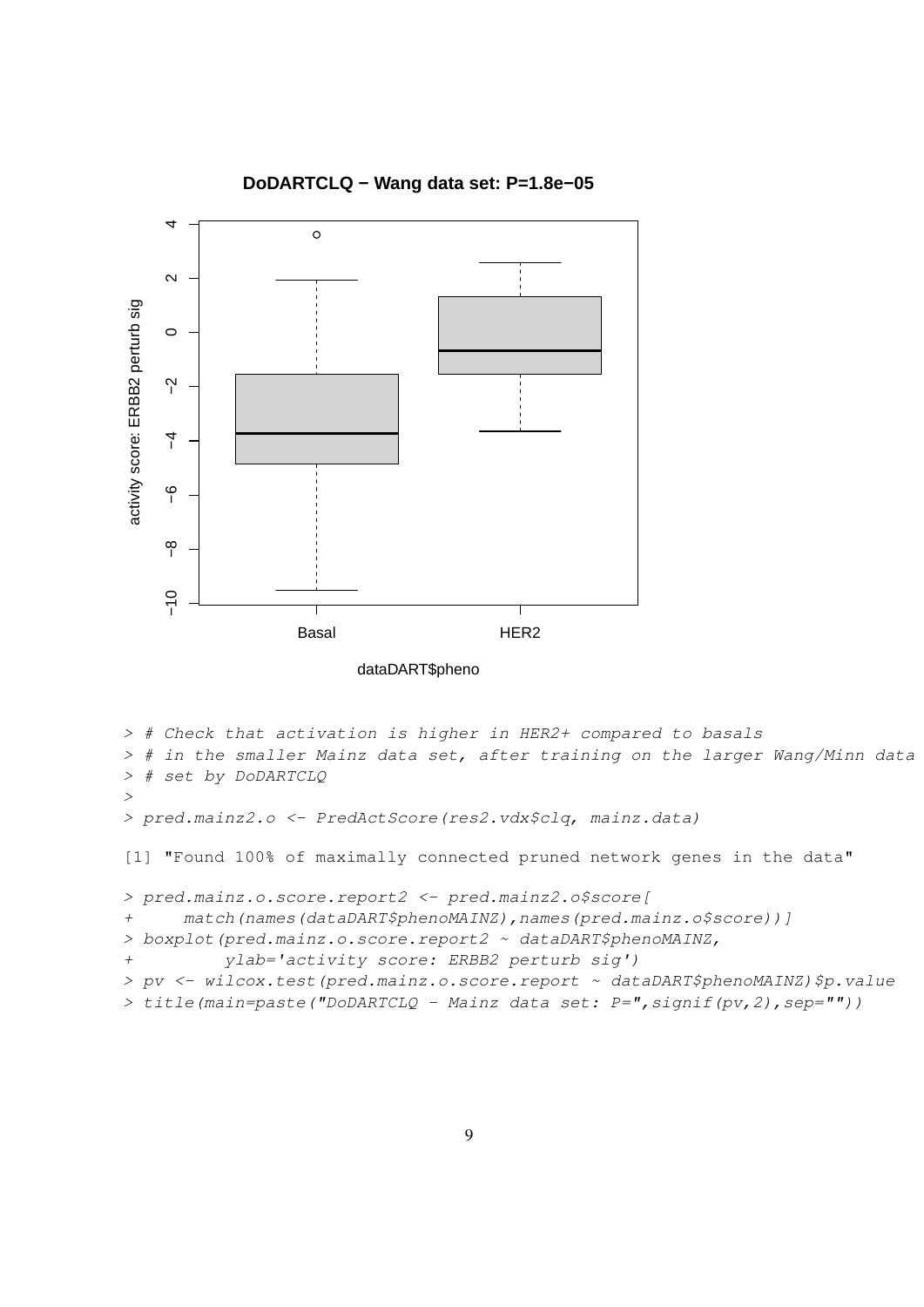```
> # Check that activation is higher in HER2+ compared to basals
> # in the smaller Mainz data set, after training on the larger Wang/Minn data
> # set by DoDARTCLQ
>
> pred.mainz2.o <- PredActScore(res2.vdx$clq, mainz.data)

[1] "Found 100% of maximally connected pruned network genes in the data"

> pred.mainz.o.score.report2 <- pred.mainz2.o$score[
+     match(names(dataDART$phenoMAINZ),names(pred.mainz.o$score))]
> boxplot(pred.mainz.o.score.report2 ~ dataDART$phenoMAINZ,
+         ylab='activity score: ERBB2 perturb sig')
> pv <- wilcox.test(pred.mainz.o.score.report ~ dataDART$phenoMAINZ)$p.value
> title(main=paste("DoDARTCLQ - Mainz data set: P=",signif(pv,2),sep=""))
```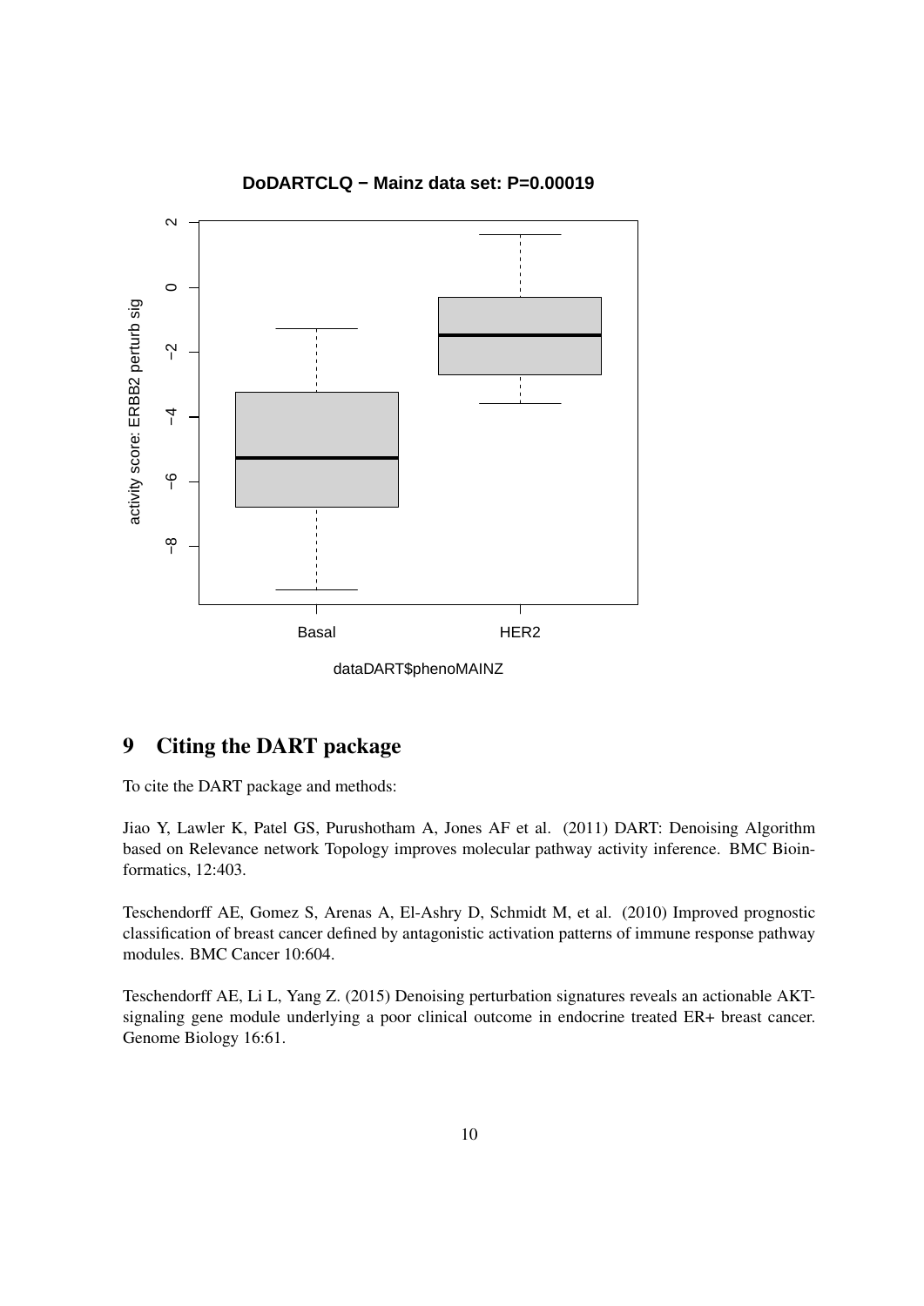## 9 Citing the DART package

To cite the DART package and methods:

Jiao Y, Lawler K, Patel GS, Purushotham A, Jones AF et al. (2011) DART: Denoising Algorithm based on Relevance network Topology improves molecular pathway activity inference. BMC Bioinformatics, 12:403.

Teschendorff AE, Gomez S, Arenas A, El-Ashry D, Schmidt M, et al. (2010) Improved prognostic classification of breast cancer defined by antagonistic activation patterns of immune response pathway modules. BMC Cancer 10:604.

Teschendorff AE, Li L, Yang Z. (2015) Denoising perturbation signatures reveals an actionable AKT-signaling gene module underlying a poor clinical outcome in endocrine treated ER+ breast cancer. Genome Biology 16:61.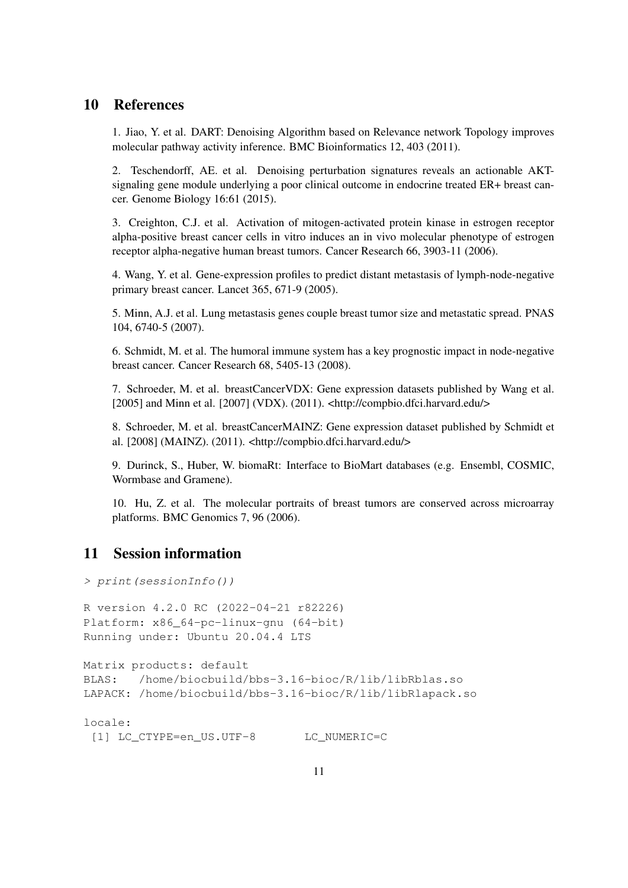## 10 References

1. Jiao, Y. et al. DART: Denoising Algorithm based on Relevance network Topology improves molecular pathway activity inference. BMC Bioinformatics 12, 403 (2011).

2. Teschendorff, AE. et al. Denoising perturbation signatures reveals an actionable AKT-signaling gene module underlying a poor clinical outcome in endocrine treated ER+ breast cancer. Genome Biology 16:61 (2015).

3. Creighton, C.J. et al. Activation of mitogen-activated protein kinase in estrogen receptor alpha-positive breast cancer cells in vitro induces an in vivo molecular phenotype of estrogen receptor alpha-negative human breast tumors. Cancer Research 66, 3903-11 (2006).

4. Wang, Y. et al. Gene-expression profiles to predict distant metastasis of lymph-node-negative primary breast cancer. Lancet 365, 671-9 (2005).

5. Minn, A.J. et al. Lung metastasis genes couple breast tumor size and metastatic spread. PNAS 104, 6740-5 (2007).

6. Schmidt, M. et al. The humoral immune system has a key prognostic impact in node-negative breast cancer. Cancer Research 68, 5405-13 (2008).

7. Schroeder, M. et al. breastCancerVDX: Gene expression datasets published by Wang et al. [2005] and Minn et al. [2007] (VDX). (2011). <http://compbio.dfci.harvard.edu/>

8. Schroeder, M. et al. breastCancerMAINZ: Gene expression dataset published by Schmidt et al. [2008] (MAINZ). (2011). <http://compbio.dfci.harvard.edu/>

9. Durinck, S., Huber, W. biomaRt: Interface to BioMart databases (e.g. Ensembl, COSMIC, Wormbase and Gramene).

10. Hu, Z. et al. The molecular portraits of breast tumors are conserved across microarray platforms. BMC Genomics 7, 96 (2006).

## 11 Session information

```
> print(sessionInfo())

R version 4.2.0 RC (2022-04-21 r82226)
Platform: x86_64-pc-linux-gnu (64-bit)
Running under: Ubuntu 20.04.4 LTS

Matrix products: default
BLAS:   /home/biocbuild/bbs-3.16-bioc/R/lib/libRblas.so
LAPACK: /home/biocbuild/bbs-3.16-bioc/R/lib/libRlapack.so

locale:
 [1] LC_CTYPE=en_US.UTF-8       LC_NUMERIC=C
```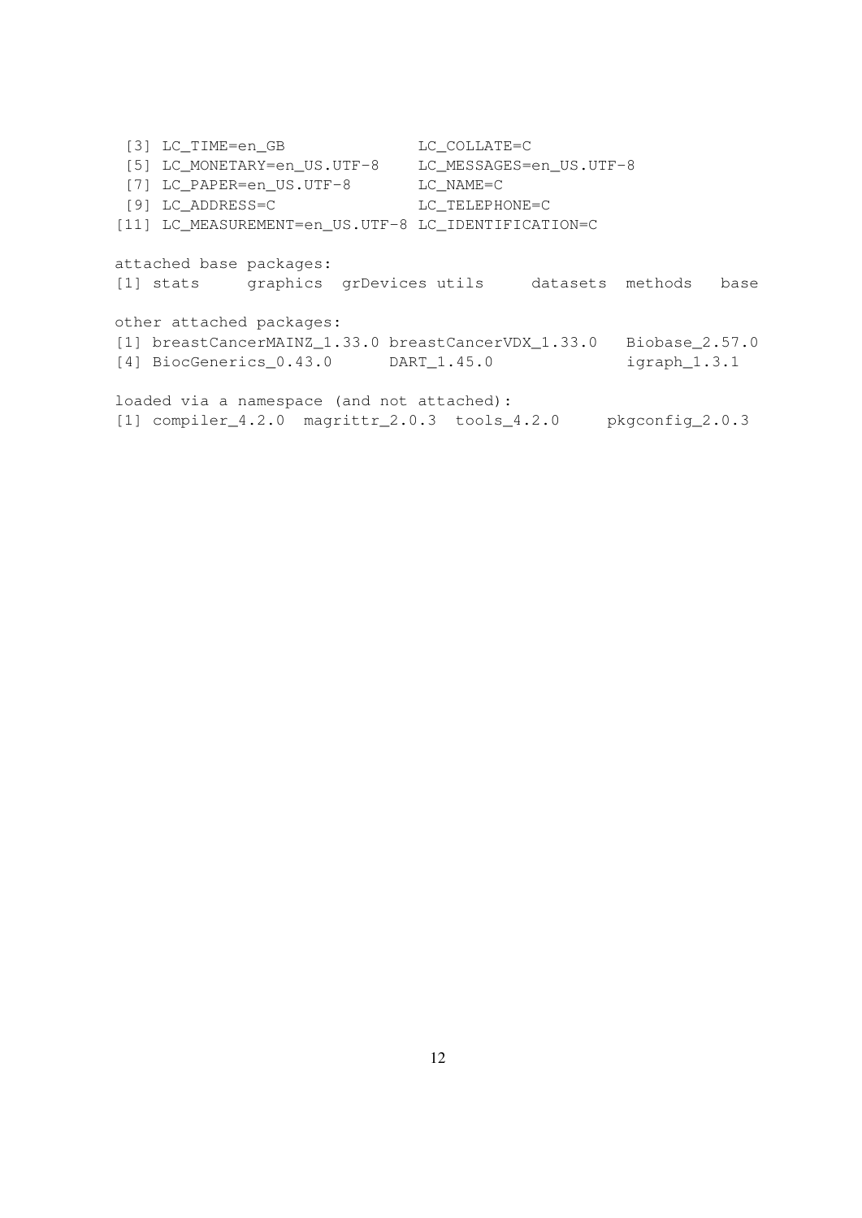```
 [3] LC_TIME=en_GB              LC_COLLATE=C
 [5] LC_MONETARY=en_US.UTF-8    LC_MESSAGES=en_US.UTF-8
 [7] LC_PAPER=en_US.UTF-8       LC_NAME=C
 [9] LC_ADDRESS=C               LC_TELEPHONE=C
[11] LC_MEASUREMENT=en_US.UTF-8 LC_IDENTIFICATION=C

attached base packages:
[1] stats     graphics  grDevices utils     datasets  methods   base

other attached packages:
[1] breastCancerMAINZ_1.33.0 breastCancerVDX_1.33.0   Biobase_2.57.0
[4] BiocGenerics_0.43.0      DART_1.45.0              igraph_1.3.1

loaded via a namespace (and not attached):
[1] compiler_4.2.0  magrittr_2.0.3  tools_4.2.0     pkgconfig_2.0.3
```